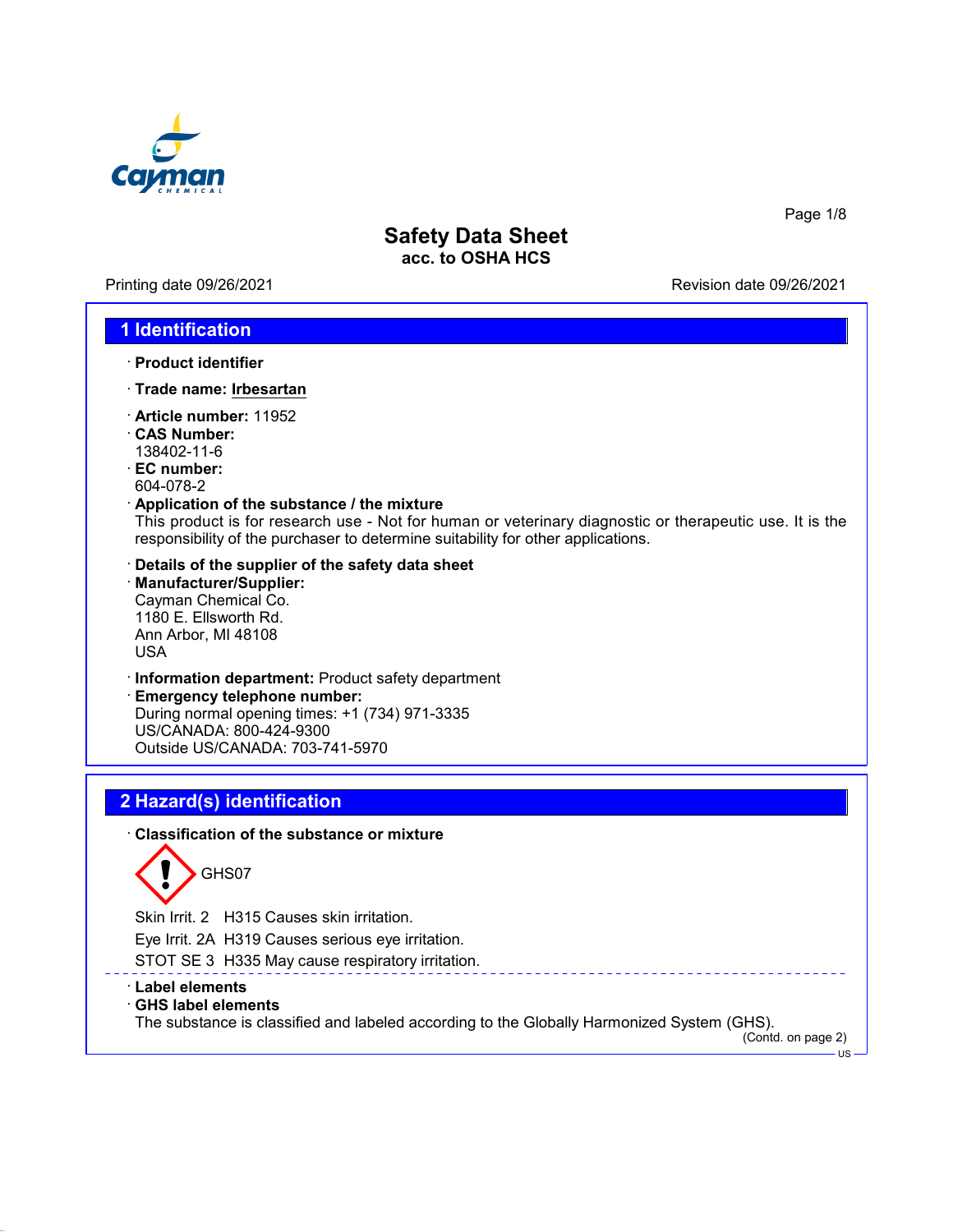# Safety Data Sheet
**acc. to OSHA HCS**

Printing date 09/26/2021 Revision date 09/26/2021

## 1 Identification

· **Product identifier**

· **Trade name: Irbesartan**

· **Article number:** 11952
· **CAS Number:**
138402-11-6
· **EC number:**
604-078-2
· **Application of the substance / the mixture**
This product is for research use - Not for human or veterinary diagnostic or therapeutic use. It is the responsibility of the purchaser to determine suitability for other applications.

· **Details of the supplier of the safety data sheet**
· **Manufacturer/Supplier:**
Cayman Chemical Co.
1180 E. Ellsworth Rd.
Ann Arbor, MI 48108
USA

· **Information department:** Product safety department
· **Emergency telephone number:**
During normal opening times: +1 (734) 971-3335
US/CANADA: 800-424-9300
Outside US/CANADA: 703-741-5970

## 2 Hazard(s) identification

· **Classification of the substance or mixture**

GHS07

Skin Irrit. 2 H315 Causes skin irritation.

Eye Irrit. 2A H319 Causes serious eye irritation.

STOT SE 3 H335 May cause respiratory irritation.

· **Label elements**
· **GHS label elements**
The substance is classified and labeled according to the Globally Harmonized System (GHS).

(Contd. on page 2)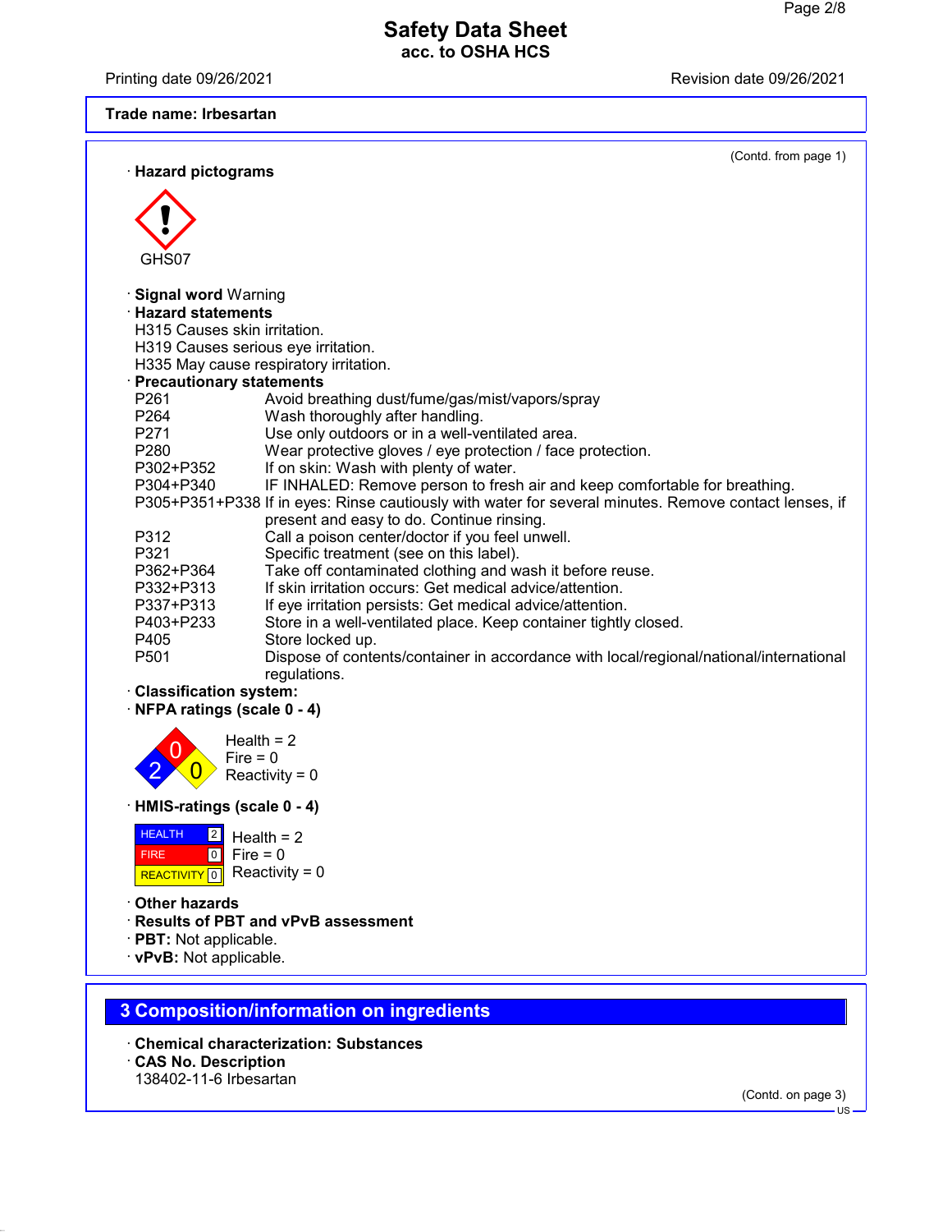**Trade name: Irbesartan**

(Contd. from page 1)

· **Hazard pictograms**

GHS07

· **Signal word** Warning

· **Hazard statements**

H315 Causes skin irritation.
H319 Causes serious eye irritation.
H335 May cause respiratory irritation.

· **Precautionary statements**

| | |
|---|---|
| P261 | Avoid breathing dust/fume/gas/mist/vapors/spray |
| P264 | Wash thoroughly after handling. |
| P271 | Use only outdoors or in a well-ventilated area. |
| P280 | Wear protective gloves / eye protection / face protection. |
| P302+P352 | If on skin: Wash with plenty of water. |
| P304+P340 | IF INHALED: Remove person to fresh air and keep comfortable for breathing. |
| P305+P351+P338 | If in eyes: Rinse cautiously with water for several minutes. Remove contact lenses, if present and easy to do. Continue rinsing. |
| P312 | Call a poison center/doctor if you feel unwell. |
| P321 | Specific treatment (see on this label). |
| P362+P364 | Take off contaminated clothing and wash it before reuse. |
| P332+P313 | If skin irritation occurs: Get medical advice/attention. |
| P337+P313 | If eye irritation persists: Get medical advice/attention. |
| P403+P233 | Store in a well-ventilated place. Keep container tightly closed. |
| P405 | Store locked up. |
| P501 | Dispose of contents/container in accordance with local/regional/national/international regulations. |

· **Classification system:**

· **NFPA ratings (scale 0 - 4)**

Health = 2
Fire = 0
Reactivity = 0

· **HMIS-ratings (scale 0 - 4)**

| | |
|---|---|
| HEALTH | 2 |
| FIRE | 0 |
| REACTIVITY | 0 |

Health = 2
Fire = 0
Reactivity = 0

· **Other hazards**

· **Results of PBT and vPvB assessment**

· **PBT:** Not applicable.

· **vPvB:** Not applicable.

## 3 Composition/information on ingredients

· **Chemical characterization: Substances**

· **CAS No. Description**

138402-11-6 Irbesartan

(Contd. on page 3)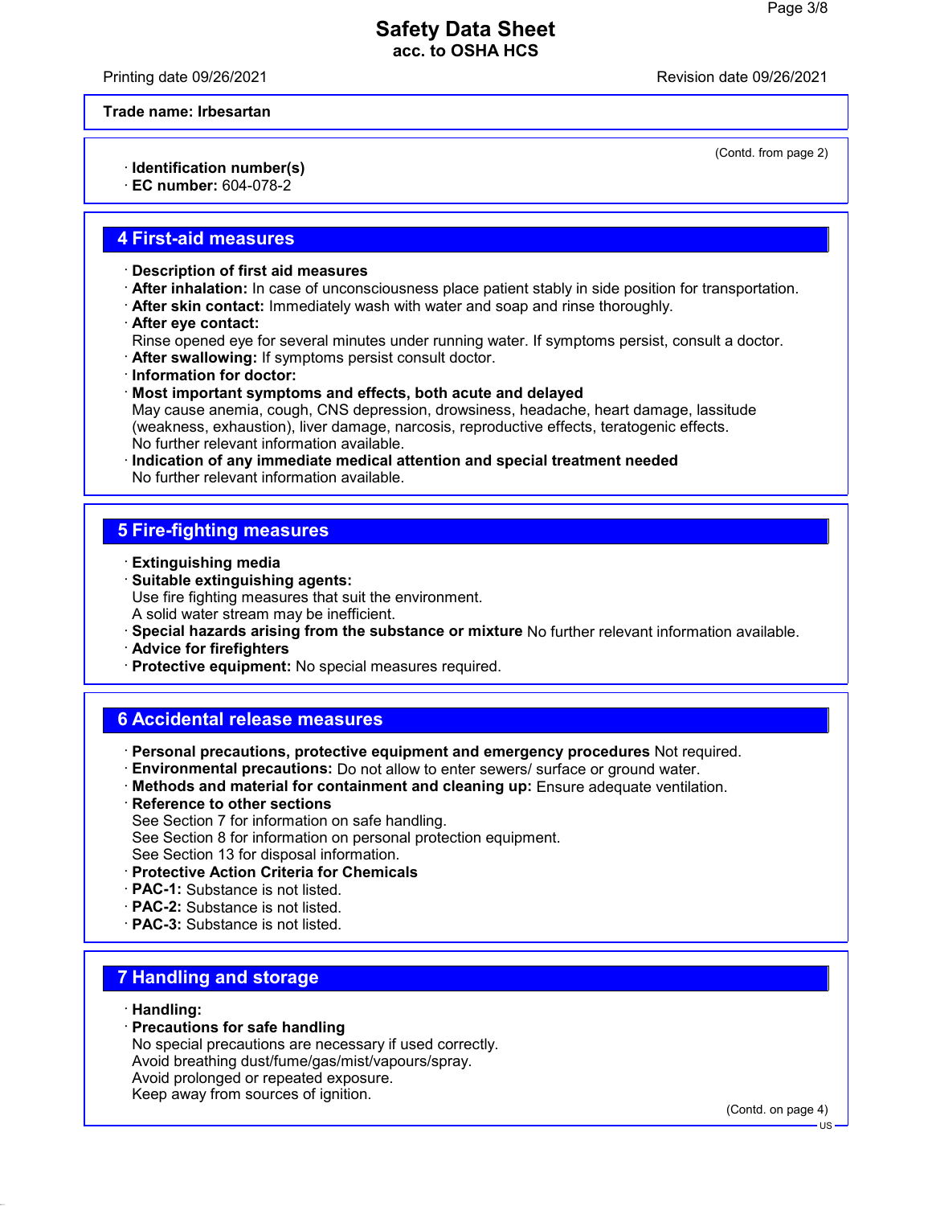**Trade name: Irbesartan**

(Contd. from page 2)

· **Identification number(s)**
· **EC number:** 604-078-2

## 4 First-aid measures

· **Description of first aid measures**
· **After inhalation:** In case of unconsciousness place patient stably in side position for transportation.
· **After skin contact:** Immediately wash with water and soap and rinse thoroughly.
· **After eye contact:**
Rinse opened eye for several minutes under running water. If symptoms persist, consult a doctor.
· **After swallowing:** If symptoms persist consult doctor.
· **Information for doctor:**
· **Most important symptoms and effects, both acute and delayed**
May cause anemia, cough, CNS depression, drowsiness, headache, heart damage, lassitude (weakness, exhaustion), liver damage, narcosis, reproductive effects, teratogenic effects.
No further relevant information available.
· **Indication of any immediate medical attention and special treatment needed**
No further relevant information available.

## 5 Fire-fighting measures

· **Extinguishing media**
· **Suitable extinguishing agents:**
Use fire fighting measures that suit the environment.
A solid water stream may be inefficient.
· **Special hazards arising from the substance or mixture** No further relevant information available.
· **Advice for firefighters**
· **Protective equipment:** No special measures required.

## 6 Accidental release measures

· **Personal precautions, protective equipment and emergency procedures** Not required.
· **Environmental precautions:** Do not allow to enter sewers/ surface or ground water.
· **Methods and material for containment and cleaning up:** Ensure adequate ventilation.
· **Reference to other sections**
See Section 7 for information on safe handling.
See Section 8 for information on personal protection equipment.
See Section 13 for disposal information.
· **Protective Action Criteria for Chemicals**
· **PAC-1:** Substance is not listed.
· **PAC-2:** Substance is not listed.
· **PAC-3:** Substance is not listed.

## 7 Handling and storage

· **Handling:**
· **Precautions for safe handling**
No special precautions are necessary if used correctly.
Avoid breathing dust/fume/gas/mist/vapours/spray.
Avoid prolonged or repeated exposure.
Keep away from sources of ignition.

(Contd. on page 4)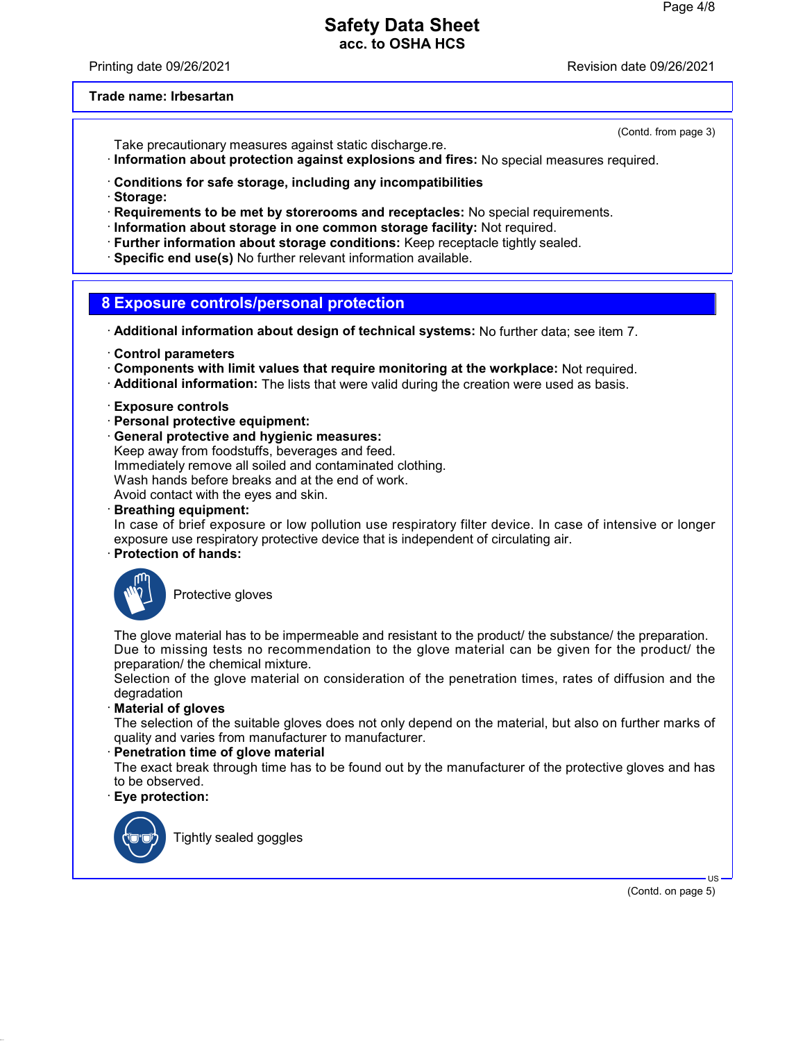(Contd. from page 3)

Take precautionary measures against static discharge.re.

· **Information about protection against explosions and fires:** No special measures required.

· **Conditions for safe storage, including any incompatibilities**
· **Storage:**
· **Requirements to be met by storerooms and receptacles:** No special requirements.
· **Information about storage in one common storage facility:** Not required.
· **Further information about storage conditions:** Keep receptacle tightly sealed.
· **Specific end use(s)** No further relevant information available.

## 8 Exposure controls/personal protection

· **Additional information about design of technical systems:** No further data; see item 7.

· **Control parameters**
· **Components with limit values that require monitoring at the workplace:** Not required.
· **Additional information:** The lists that were valid during the creation were used as basis.

· **Exposure controls**
· **Personal protective equipment:**
· **General protective and hygienic measures:**
Keep away from foodstuffs, beverages and feed.
Immediately remove all soiled and contaminated clothing.
Wash hands before breaks and at the end of work.
Avoid contact with the eyes and skin.
· **Breathing equipment:**
In case of brief exposure or low pollution use respiratory filter device. In case of intensive or longer exposure use respiratory protective device that is independent of circulating air.
· **Protection of hands:**

Protective gloves

The glove material has to be impermeable and resistant to the product/ the substance/ the preparation.
Due to missing tests no recommendation to the glove material can be given for the product/ the preparation/ the chemical mixture.
Selection of the glove material on consideration of the penetration times, rates of diffusion and the degradation
· **Material of gloves**
The selection of the suitable gloves does not only depend on the material, but also on further marks of quality and varies from manufacturer to manufacturer.
· **Penetration time of glove material**
The exact break through time has to be found out by the manufacturer of the protective gloves and has to be observed.
· **Eye protection:**

Tightly sealed goggles

(Contd. on page 5)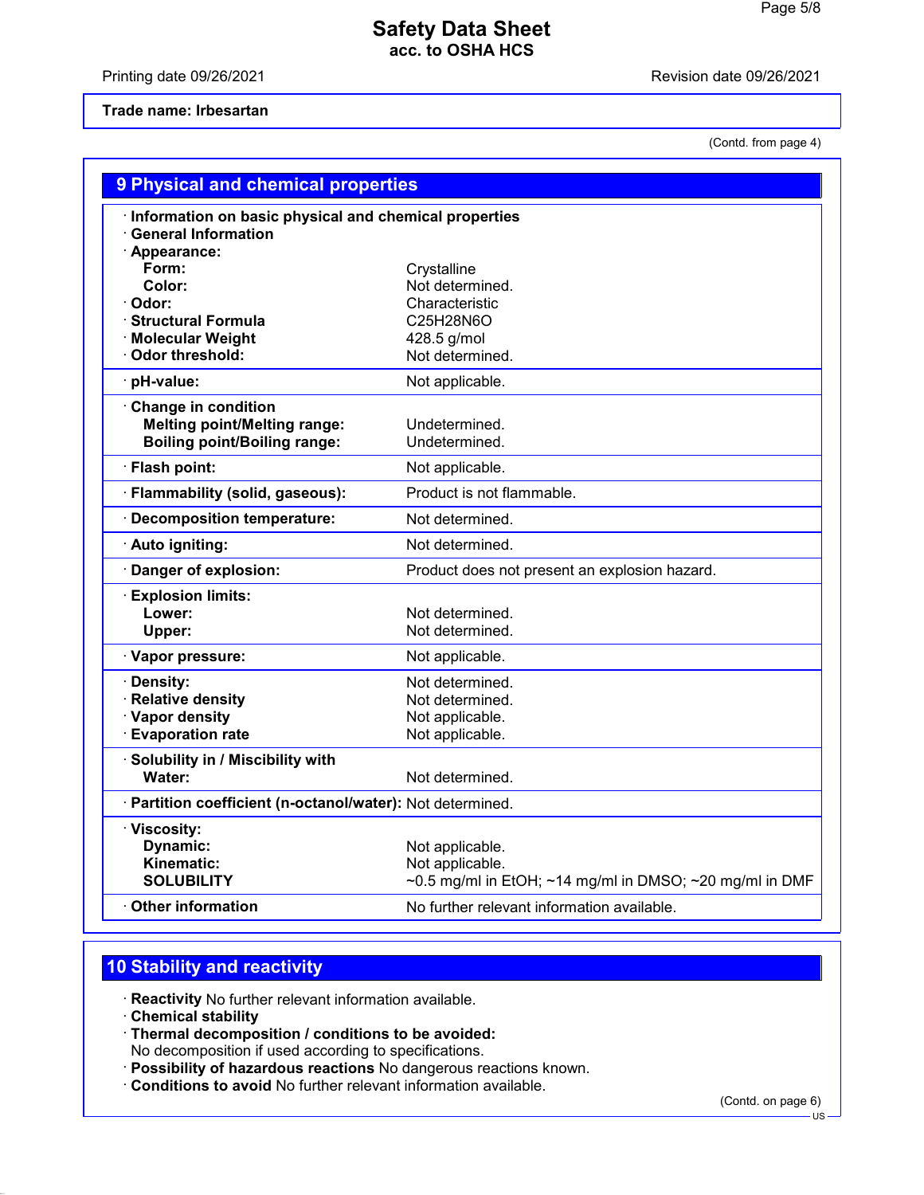**Trade name: Irbesartan**

(Contd. from page 4)

## 9 Physical and chemical properties

| Property | Value |
|---|---|
| · **Information on basic physical and chemical properties** | |
| · **General Information** | |
| · **Appearance:** | |
| **Form:** | Crystalline |
| **Color:** | Not determined. |
| · **Odor:** | Characteristic |
| · **Structural Formula** | $C_{25}H_{28}N_6O$ |
| · **Molecular Weight** | 428.5 g/mol |
| · **Odor threshold:** | Not determined. |
| · **pH-value:** | Not applicable. |
| · **Change in condition** | |
| **Melting point/Melting range:** | Undetermined. |
| **Boiling point/Boiling range:** | Undetermined. |
| · **Flash point:** | Not applicable. |
| · **Flammability (solid, gaseous):** | Product is not flammable. |
| · **Decomposition temperature:** | Not determined. |
| · **Auto igniting:** | Not determined. |
| · **Danger of explosion:** | Product does not present an explosion hazard. |
| · **Explosion limits:** | |
| **Lower:** | Not determined. |
| **Upper:** | Not determined. |
| · **Vapor pressure:** | Not applicable. |
| · **Density:** | Not determined. |
| · **Relative density** | Not determined. |
| · **Vapor density** | Not applicable. |
| · **Evaporation rate** | Not applicable. |
| · **Solubility in / Miscibility with** | |
| **Water:** | Not determined. |
| · **Partition coefficient (n-octanol/water):** | Not determined. |
| · **Viscosity:** | |
| **Dynamic:** | Not applicable. |
| **Kinematic:** | Not applicable. |
| **SOLUBILITY** | ~0.5 mg/ml in EtOH; ~14 mg/ml in DMSO; ~20 mg/ml in DMF |
| · **Other information** | No further relevant information available. |

## 10 Stability and reactivity

· **Reactivity** No further relevant information available.
· **Chemical stability**
· **Thermal decomposition / conditions to be avoided:**
No decomposition if used according to specifications.
· **Possibility of hazardous reactions** No dangerous reactions known.
· **Conditions to avoid** No further relevant information available.

(Contd. on page 6)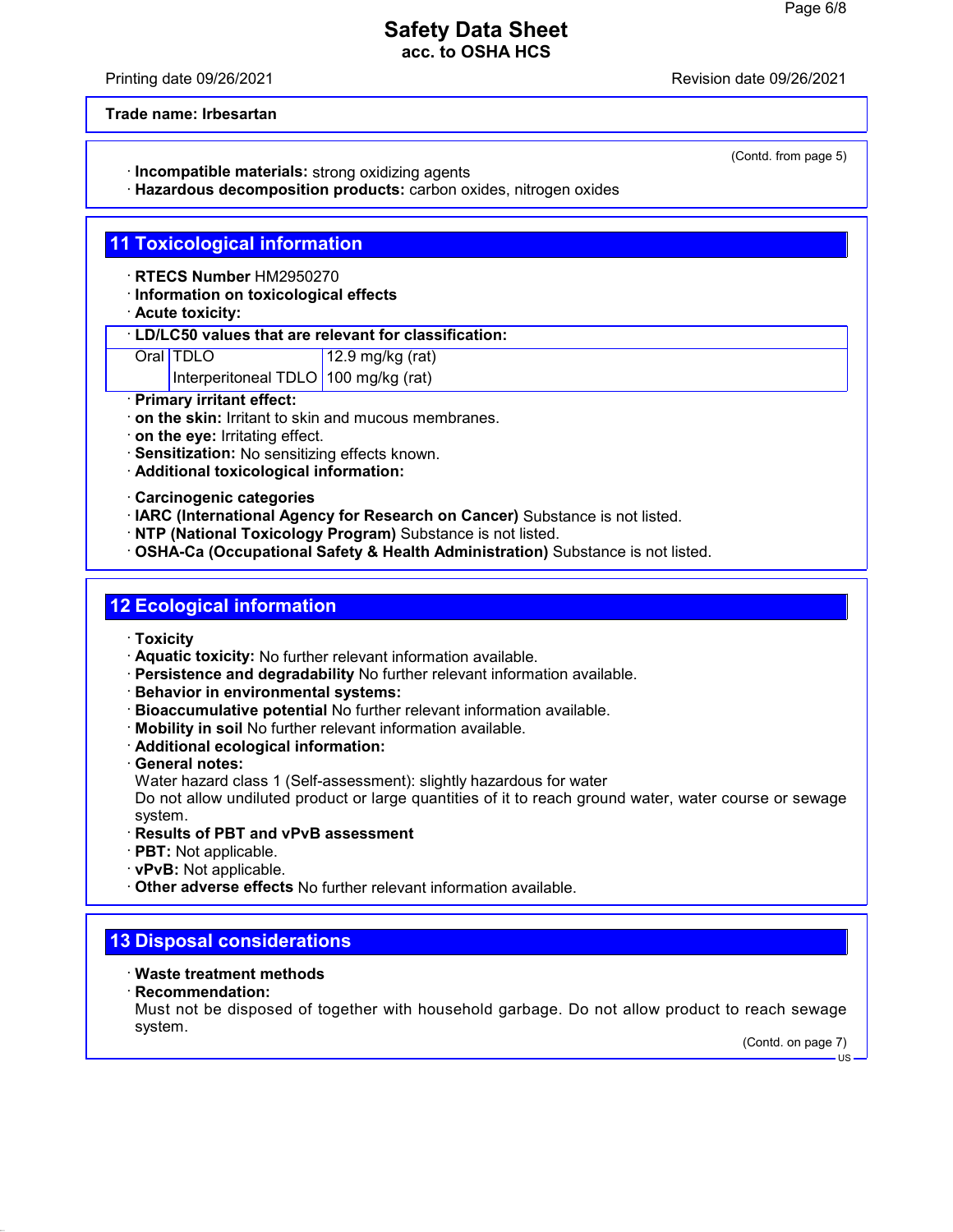**Trade name: Irbesartan**

(Contd. from page 5)

· **Incompatible materials:** strong oxidizing agents
· **Hazardous decomposition products:** carbon oxides, nitrogen oxides

## 11 Toxicological information

· **RTECS Number** HM2950270
· **Information on toxicological effects**
· **Acute toxicity:**

| · **LD/LC50 values that are relevant for classification:** | | |
|---|---|---|
| Oral | TDLO | 12.9 mg/kg (rat) |
| | Interperitoneal TDLO | 100 mg/kg (rat) |

· **Primary irritant effect:**
· **on the skin:** Irritant to skin and mucous membranes.
· **on the eye:** Irritating effect.
· **Sensitization:** No sensitizing effects known.
· **Additional toxicological information:**

· **Carcinogenic categories**
· **IARC (International Agency for Research on Cancer)** Substance is not listed.
· **NTP (National Toxicology Program)** Substance is not listed.
· **OSHA-Ca (Occupational Safety & Health Administration)** Substance is not listed.

## 12 Ecological information

· **Toxicity**
· **Aquatic toxicity:** No further relevant information available.
· **Persistence and degradability** No further relevant information available.
· **Behavior in environmental systems:**
· **Bioaccumulative potential** No further relevant information available.
· **Mobility in soil** No further relevant information available.
· **Additional ecological information:**
· **General notes:**
Water hazard class 1 (Self-assessment): slightly hazardous for water
Do not allow undiluted product or large quantities of it to reach ground water, water course or sewage system.
· **Results of PBT and vPvB assessment**
· **PBT:** Not applicable.
· **vPvB:** Not applicable.
· **Other adverse effects** No further relevant information available.

## 13 Disposal considerations

· **Waste treatment methods**
· **Recommendation:**
Must not be disposed of together with household garbage. Do not allow product to reach sewage system.

(Contd. on page 7)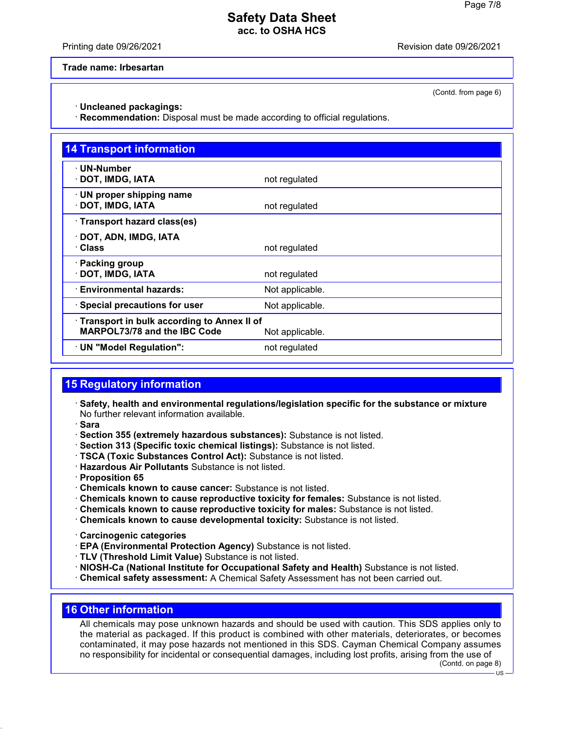**Trade name: Irbesartan**

(Contd. from page 6)

· **Uncleaned packagings:**
· **Recommendation:** Disposal must be made according to official regulations.

## 14 Transport information

| | |
|---|---|
| · **UN-Number**<br>· **DOT, IMDG, IATA** | not regulated |
| · **UN proper shipping name**<br>· **DOT, IMDG, IATA** | not regulated |
| · **Transport hazard class(es)**<br>· **DOT, ADN, IMDG, IATA**<br>· **Class** | not regulated |
| · **Packing group**<br>· **DOT, IMDG, IATA** | not regulated |
| · **Environmental hazards:** | Not applicable. |
| · **Special precautions for user** | Not applicable. |
| · **Transport in bulk according to Annex II of MARPOL73/78 and the IBC Code** | Not applicable. |
| · **UN "Model Regulation":** | not regulated |

## 15 Regulatory information

· **Safety, health and environmental regulations/legislation specific for the substance or mixture**
No further relevant information available.
· **Sara**
· **Section 355 (extremely hazardous substances):** Substance is not listed.
· **Section 313 (Specific toxic chemical listings):** Substance is not listed.
· **TSCA (Toxic Substances Control Act):** Substance is not listed.
· **Hazardous Air Pollutants** Substance is not listed.
· **Proposition 65**
· **Chemicals known to cause cancer:** Substance is not listed.
· **Chemicals known to cause reproductive toxicity for females:** Substance is not listed.
· **Chemicals known to cause reproductive toxicity for males:** Substance is not listed.
· **Chemicals known to cause developmental toxicity:** Substance is not listed.

· **Carcinogenic categories**
· **EPA (Environmental Protection Agency)** Substance is not listed.
· **TLV (Threshold Limit Value)** Substance is not listed.
· **NIOSH-Ca (National Institute for Occupational Safety and Health)** Substance is not listed.
· **Chemical safety assessment:** A Chemical Safety Assessment has not been carried out.

## 16 Other information

All chemicals may pose unknown hazards and should be used with caution. This SDS applies only to the material as packaged. If this product is combined with other materials, deteriorates, or becomes contaminated, it may pose hazards not mentioned in this SDS. Cayman Chemical Company assumes no responsibility for incidental or consequential damages, including lost profits, arising from the use of

(Contd. on page 8)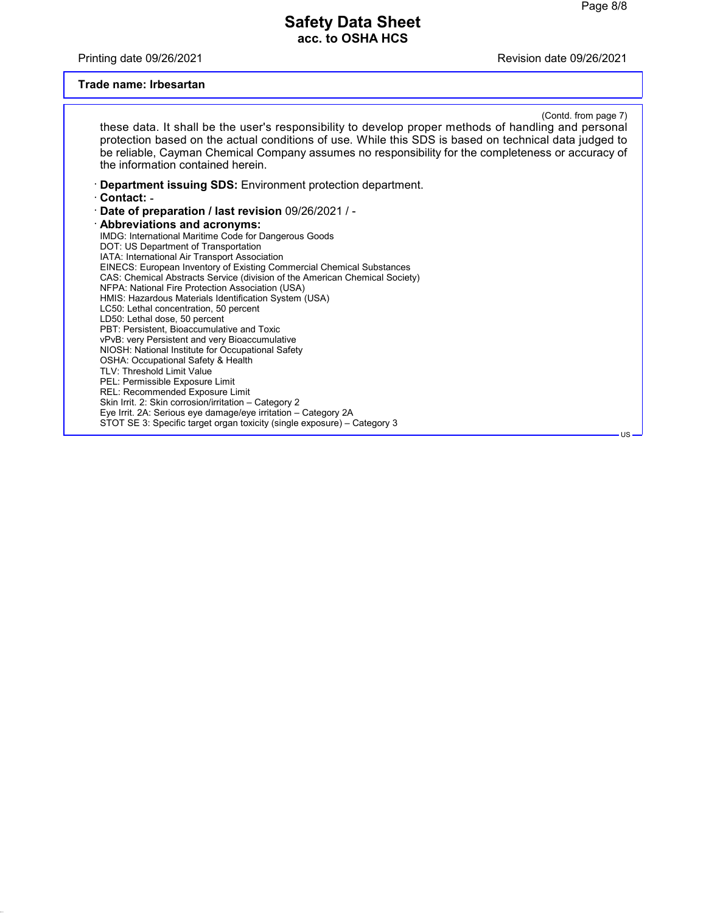(Contd. from page 7)

these data. It shall be the user's responsibility to develop proper methods of handling and personal protection based on the actual conditions of use. While this SDS is based on technical data judged to be reliable, Cayman Chemical Company assumes no responsibility for the completeness or accuracy of the information contained herein.

· **Department issuing SDS:** Environment protection department.
· **Contact:** -
· **Date of preparation / last revision** 09/26/2021 / -
· **Abbreviations and acronyms:**
IMDG: International Maritime Code for Dangerous Goods
DOT: US Department of Transportation
IATA: International Air Transport Association
EINECS: European Inventory of Existing Commercial Chemical Substances
CAS: Chemical Abstracts Service (division of the American Chemical Society)
NFPA: National Fire Protection Association (USA)
HMIS: Hazardous Materials Identification System (USA)
LC50: Lethal concentration, 50 percent
LD50: Lethal dose, 50 percent
PBT: Persistent, Bioaccumulative and Toxic
vPvB: very Persistent and very Bioaccumulative
NIOSH: National Institute for Occupational Safety
OSHA: Occupational Safety & Health
TLV: Threshold Limit Value
PEL: Permissible Exposure Limit
REL: Recommended Exposure Limit
Skin Irrit. 2: Skin corrosion/irritation – Category 2
Eye Irrit. 2A: Serious eye damage/eye irritation – Category 2A
STOT SE 3: Specific target organ toxicity (single exposure) – Category 3